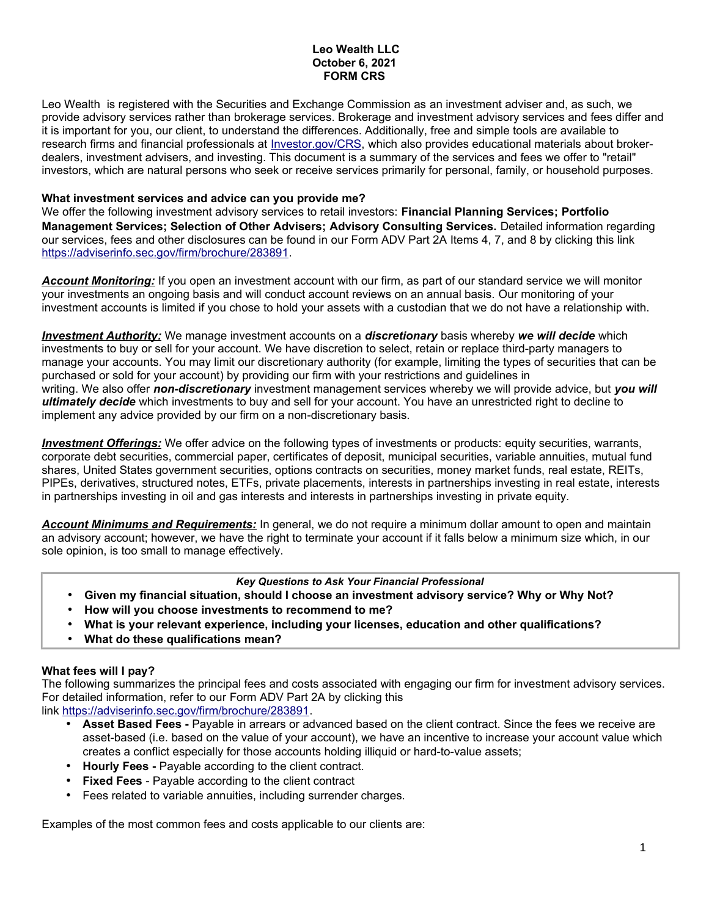**Leo Wealth LLC**
**October 6, 2021**
**FORM CRS**

Leo Wealth is registered with the Securities and Exchange Commission as an investment adviser and, as such, we provide advisory services rather than brokerage services. Brokerage and investment advisory services and fees differ and it is important for you, our client, to understand the differences. Additionally, free and simple tools are available to research firms and financial professionals at [Investor.gov/CRS](Investor.gov/CRS), which also provides educational materials about broker-dealers, investment advisers, and investing. This document is a summary of the services and fees we offer to "retail" investors, which are natural persons who seek or receive services primarily for personal, family, or household purposes.

**What investment services and advice can you provide me?**

We offer the following investment advisory services to retail investors: **Financial Planning Services; Portfolio Management Services; Selection of Other Advisers; Advisory Consulting Services.** Detailed information regarding our services, fees and other disclosures can be found in our Form ADV Part 2A Items 4, 7, and 8 by clicking this link [https://adviserinfo.sec.gov/firm/brochure/283891](https://adviserinfo.sec.gov/firm/brochure/283891).

***Account Monitoring:*** If you open an investment account with our firm, as part of our standard service we will monitor your investments an ongoing basis and will conduct account reviews on an annual basis. Our monitoring of your investment accounts is limited if you chose to hold your assets with a custodian that we do not have a relationship with.

***Investment Authority:*** We manage investment accounts on a ***discretionary*** basis whereby ***we will decide*** which investments to buy or sell for your account. We have discretion to select, retain or replace third-party managers to manage your accounts. You may limit our discretionary authority (for example, limiting the types of securities that can be purchased or sold for your account) by providing our firm with your restrictions and guidelines in writing. We also offer ***non-discretionary*** investment management services whereby we will provide advice, but ***you will ultimately decide*** which investments to buy and sell for your account. You have an unrestricted right to decline to implement any advice provided by our firm on a non-discretionary basis.

***Investment Offerings:*** We offer advice on the following types of investments or products: equity securities, warrants, corporate debt securities, commercial paper, certificates of deposit, municipal securities, variable annuities, mutual fund shares, United States government securities, options contracts on securities, money market funds, real estate, REITs, PIPEs, derivatives, structured notes, ETFs, private placements, interests in partnerships investing in real estate, interests in partnerships investing in oil and gas interests and interests in partnerships investing in private equity.

***Account Minimums and Requirements:*** In general, we do not require a minimum dollar amount to open and maintain an advisory account; however, we have the right to terminate your account if it falls below a minimum size which, in our sole opinion, is too small to manage effectively.

***Key Questions to Ask Your Financial Professional***

- **Given my financial situation, should I choose an investment advisory service? Why or Why Not?**
- **How will you choose investments to recommend to me?**
- **What is your relevant experience, including your licenses, education and other qualifications?**
- **What do these qualifications mean?**

**What fees will I pay?**

The following summarizes the principal fees and costs associated with engaging our firm for investment advisory services. For detailed information, refer to our Form ADV Part 2A by clicking this link [https://adviserinfo.sec.gov/firm/brochure/283891](https://adviserinfo.sec.gov/firm/brochure/283891).

- **Asset Based Fees -** Payable in arrears or advanced based on the client contract. Since the fees we receive are asset-based (i.e. based on the value of your account), we have an incentive to increase your account value which creates a conflict especially for those accounts holding illiquid or hard-to-value assets;
- **Hourly Fees -** Payable according to the client contract.
- **Fixed Fees** - Payable according to the client contract
- Fees related to variable annuities, including surrender charges.

Examples of the most common fees and costs applicable to our clients are: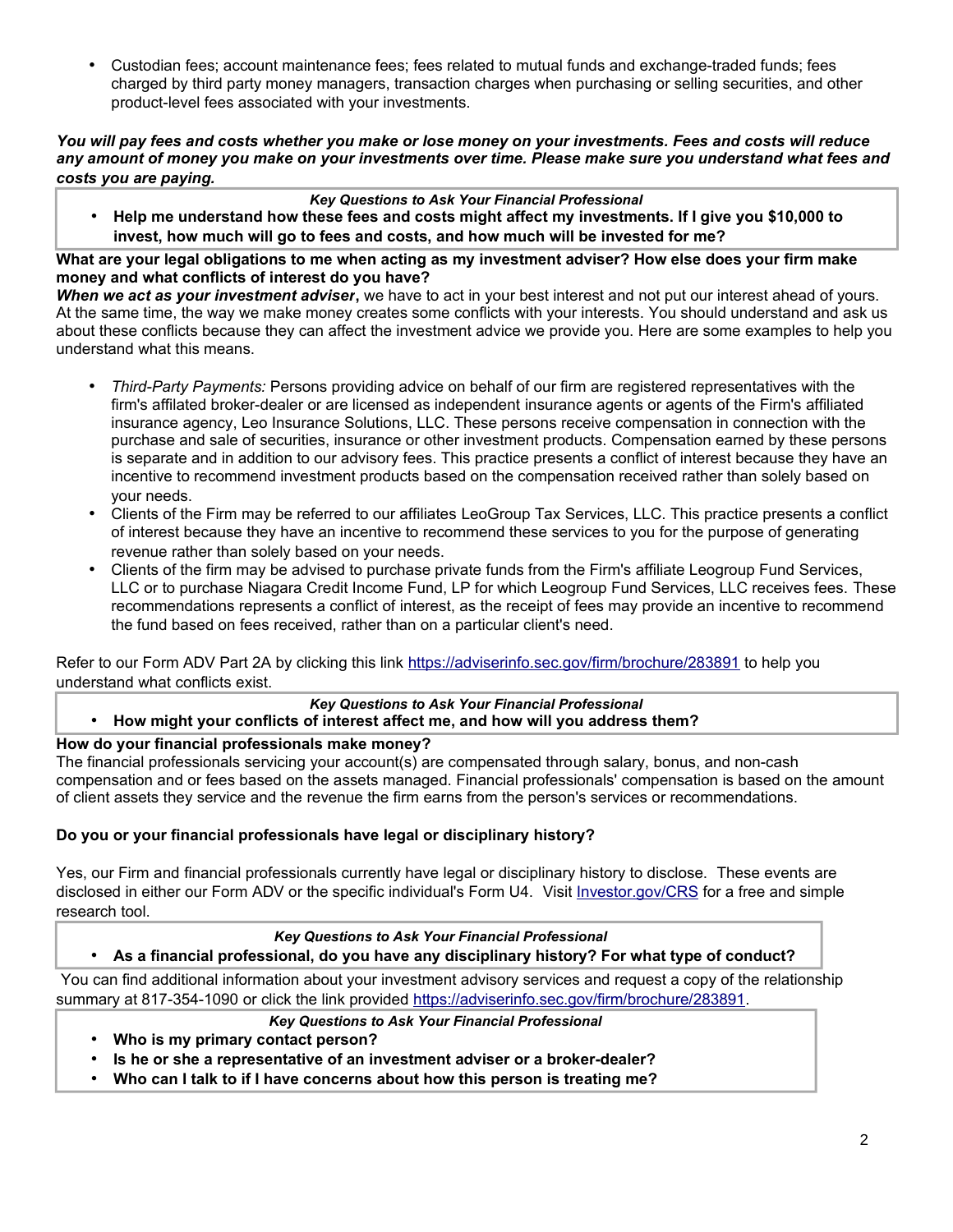- Custodian fees; account maintenance fees; fees related to mutual funds and exchange-traded funds; fees charged by third party money managers, transaction charges when purchasing or selling securities, and other product-level fees associated with your investments.

***You will pay fees and costs whether you make or lose money on your investments. Fees and costs will reduce any amount of money you make on your investments over time. Please make sure you understand what fees and costs you are paying.***

> ***Key Questions to Ask Your Financial Professional***
>
> - **Help me understand how these fees and costs might affect my investments. If I give you $10,000 to invest, how much will go to fees and costs, and how much will be invested for me?**

**What are your legal obligations to me when acting as my investment adviser? How else does your firm make money and what conflicts of interest do you have?**

***When we act as your investment adviser***, we have to act in your best interest and not put our interest ahead of yours. At the same time, the way we make money creates some conflicts with your interests. You should understand and ask us about these conflicts because they can affect the investment advice we provide you. Here are some examples to help you understand what this means.

- *Third-Party Payments:* Persons providing advice on behalf of our firm are registered representatives with the firm's affilated broker-dealer or are licensed as independent insurance agents or agents of the Firm's affiliated insurance agency, Leo Insurance Solutions, LLC. These persons receive compensation in connection with the purchase and sale of securities, insurance or other investment products. Compensation earned by these persons is separate and in addition to our advisory fees. This practice presents a conflict of interest because they have an incentive to recommend investment products based on the compensation received rather than solely based on your needs.
- Clients of the Firm may be referred to our affiliates LeoGroup Tax Services, LLC. This practice presents a conflict of interest because they have an incentive to recommend these services to you for the purpose of generating revenue rather than solely based on your needs.
- Clients of the firm may be advised to purchase private funds from the Firm's affiliate Leogroup Fund Services, LLC or to purchase Niagara Credit Income Fund, LP for which Leogroup Fund Services, LLC receives fees. These recommendations represents a conflict of interest, as the receipt of fees may provide an incentive to recommend the fund based on fees received, rather than on a particular client's need.

Refer to our Form ADV Part 2A by clicking this link https://adviserinfo.sec.gov/firm/brochure/283891 to help you understand what conflicts exist.

> ***Key Questions to Ask Your Financial Professional***
>
> - **How might your conflicts of interest affect me, and how will you address them?**

**How do your financial professionals make money?**

The financial professionals servicing your account(s) are compensated through salary, bonus, and non-cash compensation and or fees based on the assets managed. Financial professionals' compensation is based on the amount of client assets they service and the revenue the firm earns from the person's services or recommendations.

**Do you or your financial professionals have legal or disciplinary history?**

Yes, our Firm and financial professionals currently have legal or disciplinary history to disclose. These events are disclosed in either our Form ADV or the specific individual's Form U4. Visit Investor.gov/CRS for a free and simple research tool.

> ***Key Questions to Ask Your Financial Professional***
>
> - **As a financial professional, do you have any disciplinary history? For what type of conduct?**

You can find additional information about your investment advisory services and request a copy of the relationship summary at 817-354-1090 or click the link provided https://adviserinfo.sec.gov/firm/brochure/283891.

> ***Key Questions to Ask Your Financial Professional***
>
> - **Who is my primary contact person?**
> - **Is he or she a representative of an investment adviser or a broker-dealer?**
> - **Who can I talk to if I have concerns about how this person is treating me?**